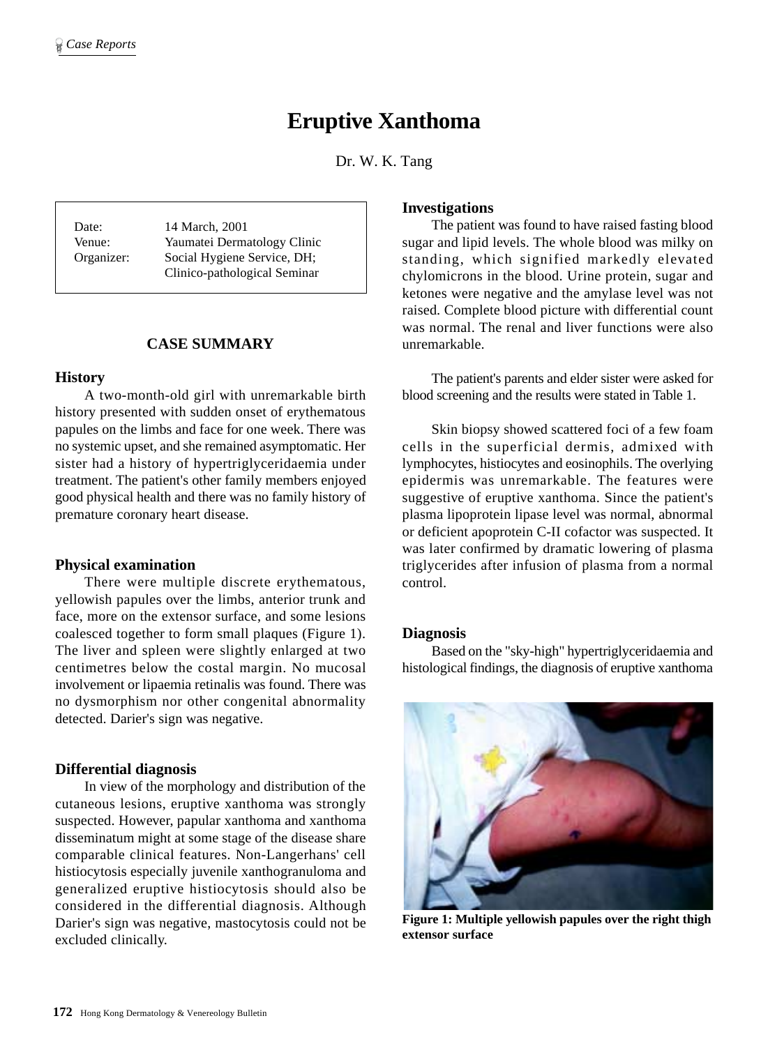# Eruptive Xanthoma

Dr. W. K. Tang

| | |
|---|---|
| Date: | 14 March, 2001 |
| Venue: | Yaumatei Dermatology Clinic |
| Organizer: | Social Hygiene Service, DH; Clinico-pathological Seminar |

## CASE SUMMARY

### History

A two-month-old girl with unremarkable birth history presented with sudden onset of erythematous papules on the limbs and face for one week. There was no systemic upset, and she remained asymptomatic. Her sister had a history of hypertriglyceridaemia under treatment. The patient's other family members enjoyed good physical health and there was no family history of premature coronary heart disease.

### Physical examination

There were multiple discrete erythematous, yellowish papules over the limbs, anterior trunk and face, more on the extensor surface, and some lesions coalesced together to form small plaques (Figure 1). The liver and spleen were slightly enlarged at two centimetres below the costal margin. No mucosal involvement or lipaemia retinalis was found. There was no dysmorphism nor other congenital abnormality detected. Darier's sign was negative.

### Differential diagnosis

In view of the morphology and distribution of the cutaneous lesions, eruptive xanthoma was strongly suspected. However, papular xanthoma and xanthoma disseminatum might at some stage of the disease share comparable clinical features. Non-Langerhans' cell histiocytosis especially juvenile xanthogranuloma and generalized eruptive histiocytosis should also be considered in the differential diagnosis. Although Darier's sign was negative, mastocytosis could not be excluded clinically.

### Investigations

The patient was found to have raised fasting blood sugar and lipid levels. The whole blood was milky on standing, which signified markedly elevated chylomicrons in the blood. Urine protein, sugar and ketones were negative and the amylase level was not raised. Complete blood picture with differential count was normal. The renal and liver functions were also unremarkable.

The patient's parents and elder sister were asked for blood screening and the results were stated in Table 1.

Skin biopsy showed scattered foci of a few foam cells in the superficial dermis, admixed with lymphocytes, histiocytes and eosinophils. The overlying epidermis was unremarkable. The features were suggestive of eruptive xanthoma. Since the patient's plasma lipoprotein lipase level was normal, abnormal or deficient apoprotein C-II cofactor was suspected. It was later confirmed by dramatic lowering of plasma triglycerides after infusion of plasma from a normal control.

### Diagnosis

Based on the "sky-high" hypertriglyceridaemia and histological findings, the diagnosis of eruptive xanthoma

**Figure 1: Multiple yellowish papules over the right thigh extensor surface**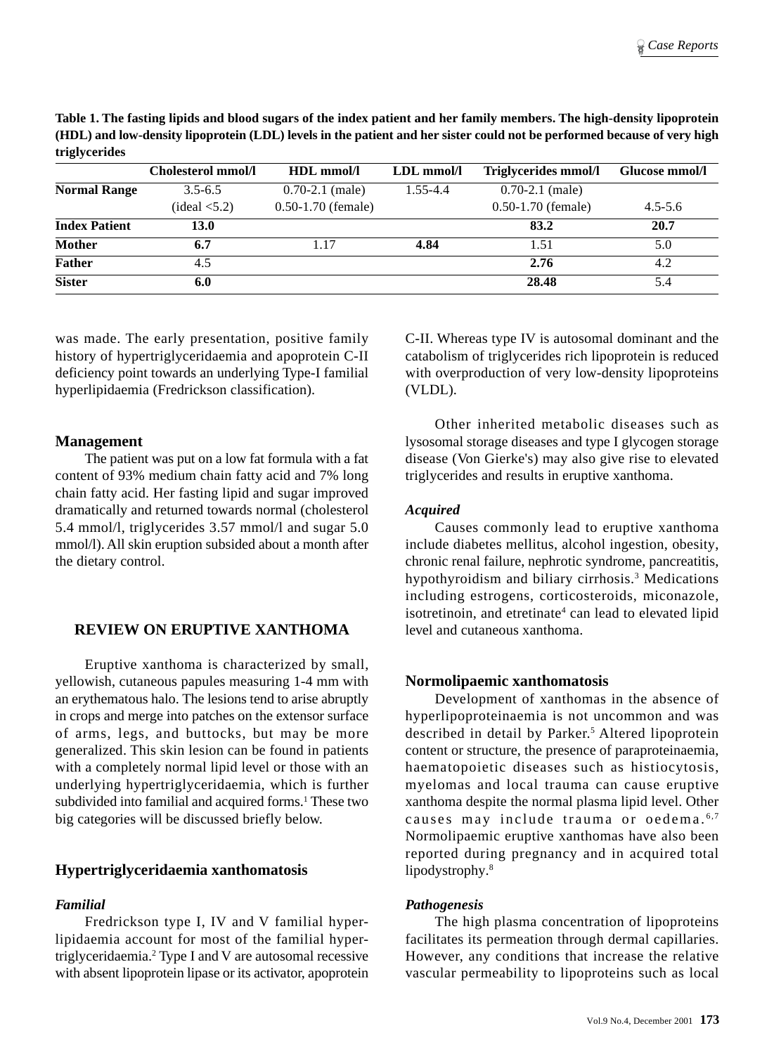**Table 1. The fasting lipids and blood sugars of the index patient and her family members. The high-density lipoprotein (HDL) and low-density lipoprotein (LDL) levels in the patient and her sister could not be performed because of very high triglycerides**

| | Cholesterol mmol/l | HDL mmol/l | LDL mmol/l | Triglycerides mmol/l | Glucose mmol/l |
|---|---|---|---|---|---|
| **Normal Range** | 3.5-6.5 (ideal <5.2) | 0.70-2.1 (male) 0.50-1.70 (female) | 1.55-4.4 | 0.70-2.1 (male) 0.50-1.70 (female) | 4.5-5.6 |
| **Index Patient** | **13.0** | | | **83.2** | **20.7** |
| **Mother** | **6.7** | 1.17 | **4.84** | 1.51 | 5.0 |
| **Father** | 4.5 | | | **2.76** | 4.2 |
| **Sister** | **6.0** | | | **28.48** | 5.4 |

was made. The early presentation, positive family history of hypertriglyceridaemia and apoprotein C-II deficiency point towards an underlying Type-I familial hyperlipidaemia (Fredrickson classification).

### Management

The patient was put on a low fat formula with a fat content of 93% medium chain fatty acid and 7% long chain fatty acid. Her fasting lipid and sugar improved dramatically and returned towards normal (cholesterol 5.4 mmol/l, triglycerides 3.57 mmol/l and sugar 5.0 mmol/l). All skin eruption subsided about a month after the dietary control.

## REVIEW ON ERUPTIVE XANTHOMA

Eruptive xanthoma is characterized by small, yellowish, cutaneous papules measuring 1-4 mm with an erythematous halo. The lesions tend to arise abruptly in crops and merge into patches on the extensor surface of arms, legs, and buttocks, but may be more generalized. This skin lesion can be found in patients with a completely normal lipid level or those with an underlying hypertriglyceridaemia, which is further subdivided into familial and acquired forms.[1] These two big categories will be discussed briefly below.

### Hypertriglyceridaemia xanthomatosis

#### *Familial*

Fredrickson type I, IV and V familial hyperlipidaemia account for most of the familial hypertriglyceridaemia.[2] Type I and V are autosomal recessive with absent lipoprotein lipase or its activator, apoprotein C-II. Whereas type IV is autosomal dominant and the catabolism of triglycerides rich lipoprotein is reduced with overproduction of very low-density lipoproteins (VLDL).

Other inherited metabolic diseases such as lysosomal storage diseases and type I glycogen storage disease (Von Gierke's) may also give rise to elevated triglycerides and results in eruptive xanthoma.

#### *Acquired*

Causes commonly lead to eruptive xanthoma include diabetes mellitus, alcohol ingestion, obesity, chronic renal failure, nephrotic syndrome, pancreatitis, hypothyroidism and biliary cirrhosis.[3] Medications including estrogens, corticosteroids, miconazole, isotretinoin, and etretinate[4] can lead to elevated lipid level and cutaneous xanthoma.

### Normolipaemic xanthomatosis

Development of xanthomas in the absence of hyperlipoproteinaemia is not uncommon and was described in detail by Parker.[5] Altered lipoprotein content or structure, the presence of paraproteinaemia, haematopoietic diseases such as histiocytosis, myelomas and local trauma can cause eruptive xanthoma despite the normal plasma lipid level. Other causes may include trauma or oedema.[6,7] Normolipaemic eruptive xanthomas have also been reported during pregnancy and in acquired total lipodystrophy.[8]

#### *Pathogenesis*

The high plasma concentration of lipoproteins facilitates its permeation through dermal capillaries. However, any conditions that increase the relative vascular permeability to lipoproteins such as local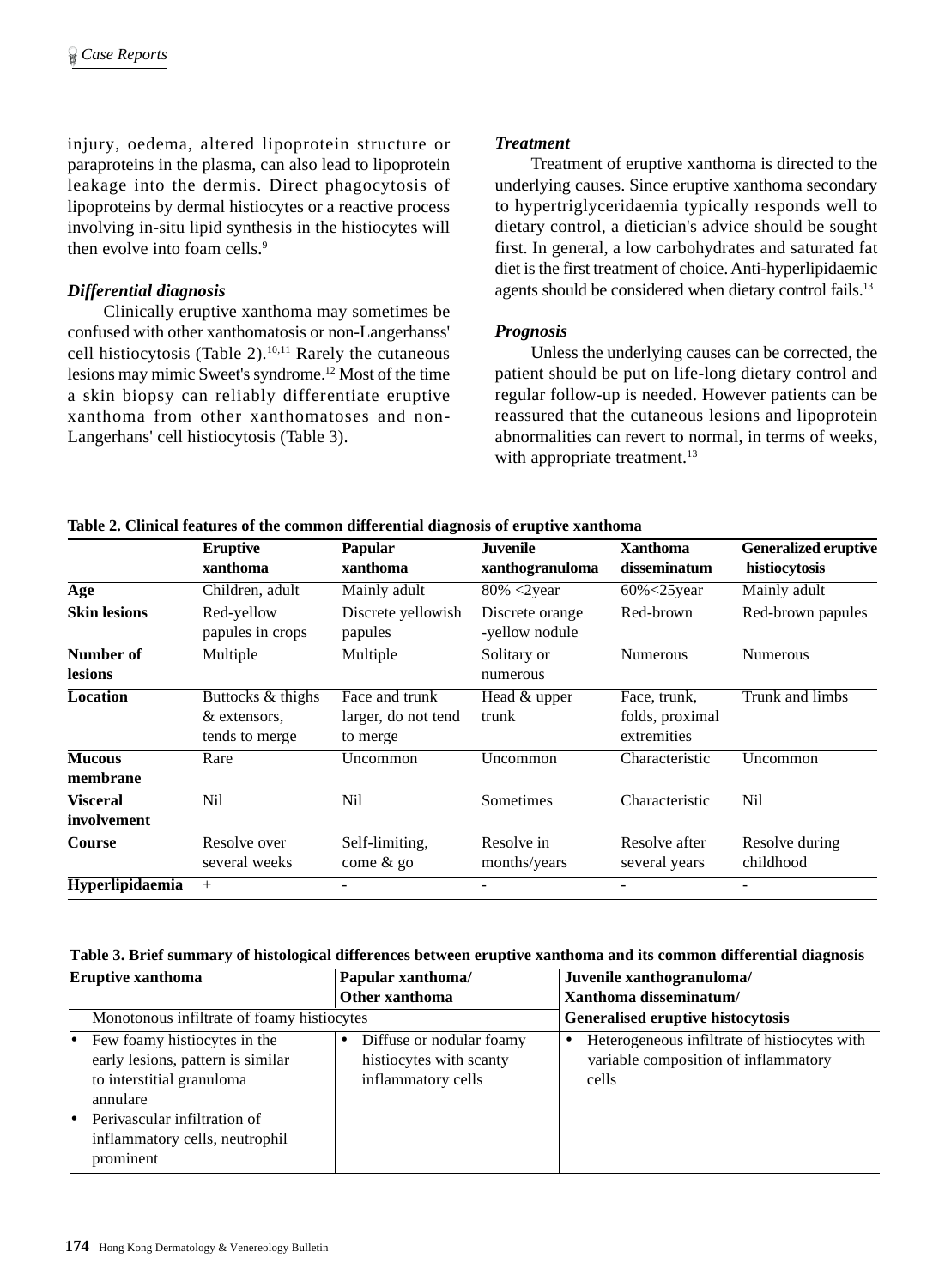injury, oedema, altered lipoprotein structure or paraproteins in the plasma, can also lead to lipoprotein leakage into the dermis. Direct phagocytosis of lipoproteins by dermal histiocytes or a reactive process involving in-situ lipid synthesis in the histiocytes will then evolve into foam cells.[9]

### *Differential diagnosis*

Clinically eruptive xanthoma may sometimes be confused with other xanthomatosis or non-Langerhanss' cell histiocytosis (Table 2).[10,11] Rarely the cutaneous lesions may mimic Sweet's syndrome.[12] Most of the time a skin biopsy can reliably differentiate eruptive xanthoma from other xanthomatoses and non-Langerhans' cell histiocytosis (Table 3).

### *Treatment*

Treatment of eruptive xanthoma is directed to the underlying causes. Since eruptive xanthoma secondary to hypertriglyceridaemia typically responds well to dietary control, a dietician's advice should be sought first. In general, a low carbohydrates and saturated fat diet is the first treatment of choice. Anti-hyperlipidaemic agents should be considered when dietary control fails.[13]

### *Prognosis*

Unless the underlying causes can be corrected, the patient should be put on life-long dietary control and regular follow-up is needed. However patients can be reassured that the cutaneous lesions and lipoprotein abnormalities can revert to normal, in terms of weeks, with appropriate treatment.[13]

**Table 2. Clinical features of the common differential diagnosis of eruptive xanthoma**

| | **Eruptive xanthoma** | **Papular xanthoma** | **Juvenile xanthogranuloma** | **Xanthoma disseminatum** | **Generalized eruptive histiocytosis** |
|---|---|---|---|---|---|
| **Age** | Children, adult | Mainly adult | 80% <2year | 60%<25year | Mainly adult |
| **Skin lesions** | Red-yellow papules in crops | Discrete yellowish papules | Discrete orange -yellow nodule | Red-brown | Red-brown papules |
| **Number of lesions** | Multiple | Multiple | Solitary or numerous | Numerous | Numerous |
| **Location** | Buttocks & thighs & extensors, tends to merge | Face and trunk larger, do not tend to merge | Head & upper trunk | Face, trunk, folds, proximal extremities | Trunk and limbs |
| **Mucous membrane** | Rare | Uncommon | Uncommon | Characteristic | Uncommon |
| **Visceral involvement** | Nil | Nil | Sometimes | Characteristic | Nil |
| **Course** | Resolve over several weeks | Self-limiting, come & go | Resolve in months/years | Resolve after several years | Resolve during childhood |
| **Hyperlipidaemia** | + | - | - | - | - |

**Table 3. Brief summary of histological differences between eruptive xanthoma and its common differential diagnosis**

| **Eruptive xanthoma** | **Papular xanthoma/ Other xanthoma** | **Juvenile xanthogranuloma/ Xanthoma disseminatum/ Generalised eruptive histocytosis** |
|---|---|---|
| Monotonous infiltrate of foamy histiocytes | | |
| • Few foamy histiocytes in the early lesions, pattern is similar to interstitial granuloma annulare<br>• Perivascular infiltration of inflammatory cells, neutrophil prominent | • Diffuse or nodular foamy histiocytes with scanty inflammatory cells | • Heterogeneous infiltrate of histiocytes with variable composition of inflammatory cells |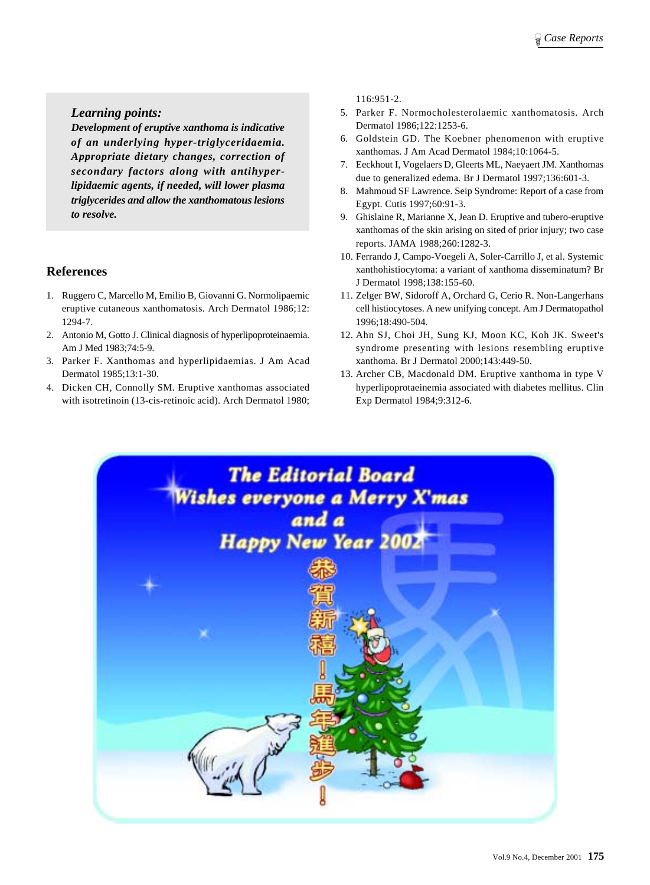***Learning points:***

***Development of eruptive xanthoma is indicative of an underlying hyper-triglyceridaemia. Appropriate dietary changes, correction of secondary factors along with antihyper-lipidaemic agents, if needed, will lower plasma triglycerides and allow the xanthomatous lesions to resolve.***

## References

1. Ruggero C, Marcello M, Emilio B, Giovanni G. Normolipaemic eruptive cutaneous xanthomatosis. Arch Dermatol 1986;12: 1294-7.
2. Antonio M, Gotto J. Clinical diagnosis of hyperlipoproteinaemia. Am J Med 1983;74:5-9.
3. Parker F. Xanthomas and hyperlipidaemias. J Am Acad Dermatol 1985;13:1-30.
4. Dicken CH, Connolly SM. Eruptive xanthomas associated with isotretinoin (13-cis-retinoic acid). Arch Dermatol 1980; 116:951-2.
5. Parker F. Normocholesterolaemic xanthomatosis. Arch Dermatol 1986;122:1253-6.
6. Goldstein GD. The Koebner phenomenon with eruptive xanthomas. J Am Acad Dermatol 1984;10:1064-5.
7. Eeckhout I, Vogelaers D, Gleerts ML, Naeyaert JM. Xanthomas due to generalized edema. Br J Dermatol 1997;136:601-3.
8. Mahmoud SF Lawrence. Seip Syndrome: Report of a case from Egypt. Cutis 1997;60:91-3.
9. Ghislaine R, Marianne X, Jean D. Eruptive and tubero-eruptive xanthomas of the skin arising on sited of prior injury; two case reports. JAMA 1988;260:1282-3.
10. Ferrando J, Campo-Voegeli A, Soler-Carrillo J, et al. Systemic xanthohistiocytoma: a variant of xanthoma disseminatum? Br J Dermatol 1998;138:155-60.
11. Zelger BW, Sidoroff A, Orchard G, Cerio R. Non-Langerhans cell histiocytoses. A new unifying concept. Am J Dermatopathol 1996;18:490-504.
12. Ahn SJ, Choi JH, Sung KJ, Moon KC, Koh JK. Sweet's syndrome presenting with lesions resembling eruptive xanthoma. Br J Dermatol 2000;143:449-50.
13. Archer CB, Macdonald DM. Eruptive xanthoma in type V hyperlipoprotaeinemia associated with diabetes mellitus. Clin Exp Dermatol 1984;9:312-6.

**The Editorial Board Wishes everyone a Merry X'mas and a Happy New Year 2002**

恭賀新禧！馬年進步！